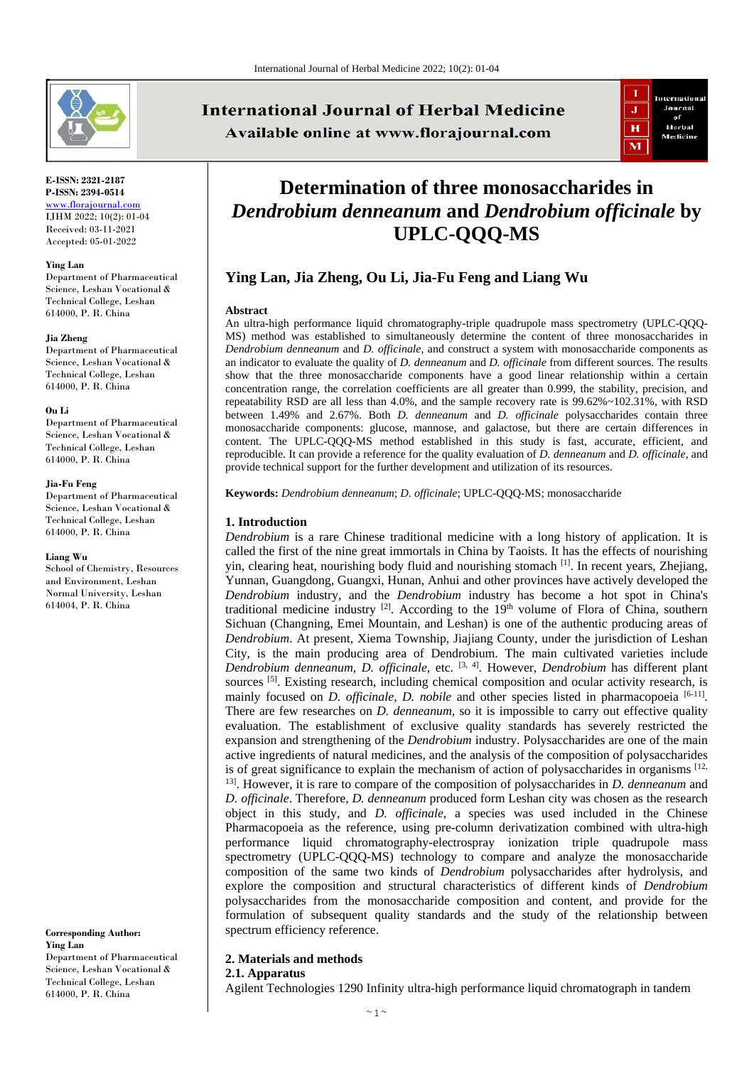E-ISSN: 2321-2187
P-ISSN: 2394-0514
www.florajournal.com
IJHM 2022; 10(2): 01-04
Received: 03-11-2021
Accepted: 05-01-2022

**Ying Lan**
Department of Pharmaceutical Science, Leshan Vocational & Technical College, Leshan 614000, P. R. China

**Jia Zheng**
Department of Pharmaceutical Science, Leshan Vocational & Technical College, Leshan 614000, P. R. China

**Ou Li**
Department of Pharmaceutical Science, Leshan Vocational & Technical College, Leshan 614000, P. R. China

**Jia-Fu Feng**
Department of Pharmaceutical Science, Leshan Vocational & Technical College, Leshan 614000, P. R. China

**Liang Wu**
School of Chemistry, Resources and Environment, Leshan Normal University, Leshan 614004, P. R. China

**Corresponding Author:**
**Ying Lan**
Department of Pharmaceutical Science, Leshan Vocational & Technical College, Leshan 614000, P. R. China

# Determination of three monosaccharides in *Dendrobium denneanum* and *Dendrobium officinale* by UPLC-QQQ-MS

**Ying Lan, Jia Zheng, Ou Li, Jia-Fu Feng and Liang Wu**

**Abstract**

An ultra-high performance liquid chromatography-triple quadrupole mass spectrometry (UPLC-QQQ-MS) method was established to simultaneously determine the content of three monosaccharides in *Dendrobium denneanum* and *D. officinale*, and construct a system with monosaccharide components as an indicator to evaluate the quality of *D. denneanum* and *D. officinale* from different sources. The results show that the three monosaccharide components have a good linear relationship within a certain concentration range, the correlation coefficients are all greater than 0.999, the stability, precision, and repeatability RSD are all less than 4.0%, and the sample recovery rate is 99.62%~102.31%, with RSD between 1.49% and 2.67%. Both *D. denneanum* and *D. officinale* polysaccharides contain three monosaccharide components: glucose, mannose, and galactose, but there are certain differences in content. The UPLC-QQQ-MS method established in this study is fast, accurate, efficient, and reproducible. It can provide a reference for the quality evaluation of *D. denneanum* and *D. officinale*, and provide technical support for the further development and utilization of its resources.

**Keywords:** *Dendrobium denneanum*; *D. officinale*; UPLC-QQQ-MS; monosaccharide

## 1. Introduction

*Dendrobium* is a rare Chinese traditional medicine with a long history of application. It is called the first of the nine great immortals in China by Taoists. It has the effects of nourishing yin, clearing heat, nourishing body fluid and nourishing stomach [1]. In recent years, Zhejiang, Yunnan, Guangdong, Guangxi, Hunan, Anhui and other provinces have actively developed the *Dendrobium* industry, and the *Dendrobium* industry has become a hot spot in China's traditional medicine industry [2]. According to the 19th volume of Flora of China, southern Sichuan (Changning, Emei Mountain, and Leshan) is one of the authentic producing areas of *Dendrobium*. At present, Xiema Township, Jiajiang County, under the jurisdiction of Leshan City, is the main producing area of Dendrobium. The main cultivated varieties include *Dendrobium denneanum*, *D. officinale*, etc. [3, 4]. However, *Dendrobium* has different plant sources [5]. Existing research, including chemical composition and ocular activity research, is mainly focused on *D. officinale*, *D. nobile* and other species listed in pharmacopoeia [6-11]. There are few researches on *D. denneanum*, so it is impossible to carry out effective quality evaluation. The establishment of exclusive quality standards has severely restricted the expansion and strengthening of the *Dendrobium* industry. Polysaccharides are one of the main active ingredients of natural medicines, and the analysis of the composition of polysaccharides is of great significance to explain the mechanism of action of polysaccharides in organisms [12, 13]. However, it is rare to compare of the composition of polysaccharides in *D. denneanum* and *D. officinale*. Therefore, *D. denneanum* produced form Leshan city was chosen as the research object in this study, and *D. officinale*, a species was used included in the Chinese Pharmacopoeia as the reference, using pre-column derivatization combined with ultra-high performance liquid chromatography-electrospray ionization triple quadrupole mass spectrometry (UPLC-QQQ-MS) technology to compare and analyze the monosaccharide composition of the same two kinds of *Dendrobium* polysaccharides after hydrolysis, and explore the composition and structural characteristics of different kinds of *Dendrobium* polysaccharides from the monosaccharide composition and content, and provide for the formulation of subsequent quality standards and the study of the relationship between spectrum efficiency reference.

## 2. Materials and methods

### 2.1. Apparatus

Agilent Technologies 1290 Infinity ultra-high performance liquid chromatograph in tandem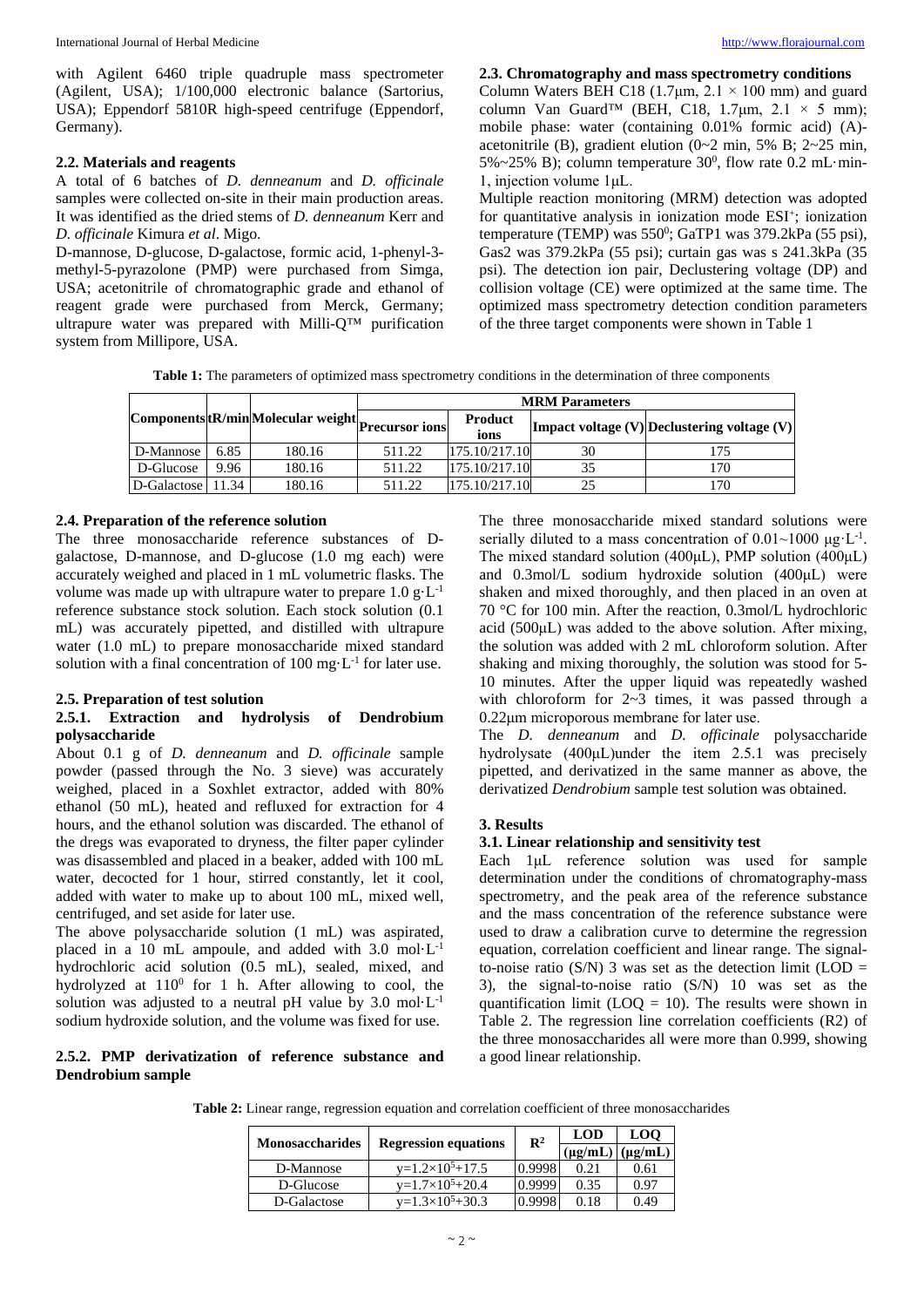with Agilent 6460 triple quadruple mass spectrometer (Agilent, USA); 1/100,000 electronic balance (Sartorius, USA); Eppendorf 5810R high-speed centrifuge (Eppendorf, Germany).

### 2.2. Materials and reagents

A total of 6 batches of *D. denneanum* and *D. officinale* samples were collected on-site in their main production areas. It was identified as the dried stems of *D. denneanum* Kerr and *D. officinale* Kimura *et al*. Migo.

D-mannose, D-glucose, D-galactose, formic acid, 1-phenyl-3-methyl-5-pyrazolone (PMP) were purchased from Simga, USA; acetonitrile of chromatographic grade and ethanol of reagent grade were purchased from Merck, Germany; ultrapure water was prepared with Milli-Q™ purification system from Millipore, USA.

### 2.3. Chromatography and mass spectrometry conditions

Column Waters BEH C18 (1.7μm, 2.1 × 100 mm) and guard column Van Guard™ (BEH, C18, 1.7μm, 2.1 × 5 mm); mobile phase: water (containing 0.01% formic acid) (A)-acetonitrile (B), gradient elution (0~2 min, 5% B; 2~25 min, 5%~25% B); column temperature $30^0$, flow rate 0.2 mL·min-1, injection volume 1μL.

Multiple reaction monitoring (MRM) detection was adopted for quantitative analysis in ionization mode $ESI^+$; ionization temperature (TEMP) was $550^0$; GaTP1 was 379.2kPa (55 psi), Gas2 was 379.2kPa (55 psi); curtain gas was s 241.3kPa (35 psi). The detection ion pair, Declustering voltage (DP) and collision voltage (CE) were optimized at the same time. The optimized mass spectrometry detection condition parameters of the three target components were shown in Table 1

**Table 1:** The parameters of optimized mass spectrometry conditions in the determination of three components

| Components | tR/min | Molecular weight | MRM Parameters | | | |
|---|---|---|---|---|---|---|
| | | | Precursor ions | Product ions | Impact voltage (V) | Declustering voltage (V) |
| D-Mannose | 6.85 | 180.16 | 511.22 | 175.10/217.10 | 30 | 175 |
| D-Glucose | 9.96 | 180.16 | 511.22 | 175.10/217.10 | 35 | 170 |
| D-Galactose | 11.34 | 180.16 | 511.22 | 175.10/217.10 | 25 | 170 |

### 2.4. Preparation of the reference solution

The three monosaccharide reference substances of D-galactose, D-mannose, and D-glucose (1.0 mg each) were accurately weighed and placed in 1 mL volumetric flasks. The volume was made up with ultrapure water to prepare 1.0 $g·L^{-1}$ reference substance stock solution. Each stock solution (0.1 mL) was accurately pipetted, and distilled with ultrapure water (1.0 mL) to prepare monosaccharide mixed standard solution with a final concentration of 100 $mg·L^{-1}$ for later use.

### 2.5. Preparation of test solution

#### 2.5.1. Extraction and hydrolysis of Dendrobium polysaccharide

About 0.1 g of *D. denneanum* and *D. officinale* sample powder (passed through the No. 3 sieve) was accurately weighed, placed in a Soxhlet extractor, added with 80% ethanol (50 mL), heated and refluxed for extraction for 4 hours, and the ethanol solution was discarded. The ethanol of the dregs was evaporated to dryness, the filter paper cylinder was disassembled and placed in a beaker, added with 100 mL water, decocted for 1 hour, stirred constantly, let it cool, added with water to make up to about 100 mL, mixed well, centrifuged, and set aside for later use.

The above polysaccharide solution (1 mL) was aspirated, placed in a 10 mL ampoule, and added with 3.0 $mol·L^{-1}$ hydrochloric acid solution (0.5 mL), sealed, mixed, and hydrolyzed at $110^0$ for 1 h. After allowing to cool, the solution was adjusted to a neutral pH value by 3.0 $mol·L^{-1}$ sodium hydroxide solution, and the volume was fixed for use.

#### 2.5.2. PMP derivatization of reference substance and Dendrobium sample

The three monosaccharide mixed standard solutions were serially diluted to a mass concentration of 0.01~1000 $μg·L^{-1}$. The mixed standard solution (400μL), PMP solution (400μL) and 0.3mol/L sodium hydroxide solution (400μL) were shaken and mixed thoroughly, and then placed in an oven at 70 °C for 100 min. After the reaction, 0.3mol/L hydrochloric acid (500μL) was added to the above solution. After mixing, the solution was added with 2 mL chloroform solution. After shaking and mixing thoroughly, the solution was stood for 5-10 minutes. After the upper liquid was repeatedly washed with chloroform for 2~3 times, it was passed through a 0.22μm microporous membrane for later use.

The *D. denneanum* and *D. officinale* polysaccharide hydrolysate (400μL)under the item 2.5.1 was precisely pipetted, and derivatized in the same manner as above, the derivatized *Dendrobium* sample test solution was obtained.

## 3. Results

### 3.1. Linear relationship and sensitivity test

Each 1μL reference solution was used for sample determination under the conditions of chromatography-mass spectrometry, and the peak area of the reference substance and the mass concentration of the reference substance were used to draw a calibration curve to determine the regression equation, correlation coefficient and linear range. The signal-to-noise ratio (S/N) 3 was set as the detection limit (LOD = 3), the signal-to-noise ratio (S/N) 10 was set as the quantification limit (LOQ = 10). The results were shown in Table 2. The regression line correlation coefficients (R2) of the three monosaccharides all were more than 0.999, showing a good linear relationship.

**Table 2:** Linear range, regression equation and correlation coefficient of three monosaccharides

| Monosaccharides | Regression equations | $R^2$ | LOD (μg/mL) | LOQ (μg/mL) |
|---|---|---|---|---|
| D-Mannose | $y=1.2×10^5+17.5$ | 0.9998 | 0.21 | 0.61 |
| D-Glucose | $y=1.7×10^5+20.4$ | 0.9999 | 0.35 | 0.97 |
| D-Galactose | $y=1.3×10^5+30.3$ | 0.9998 | 0.18 | 0.49 |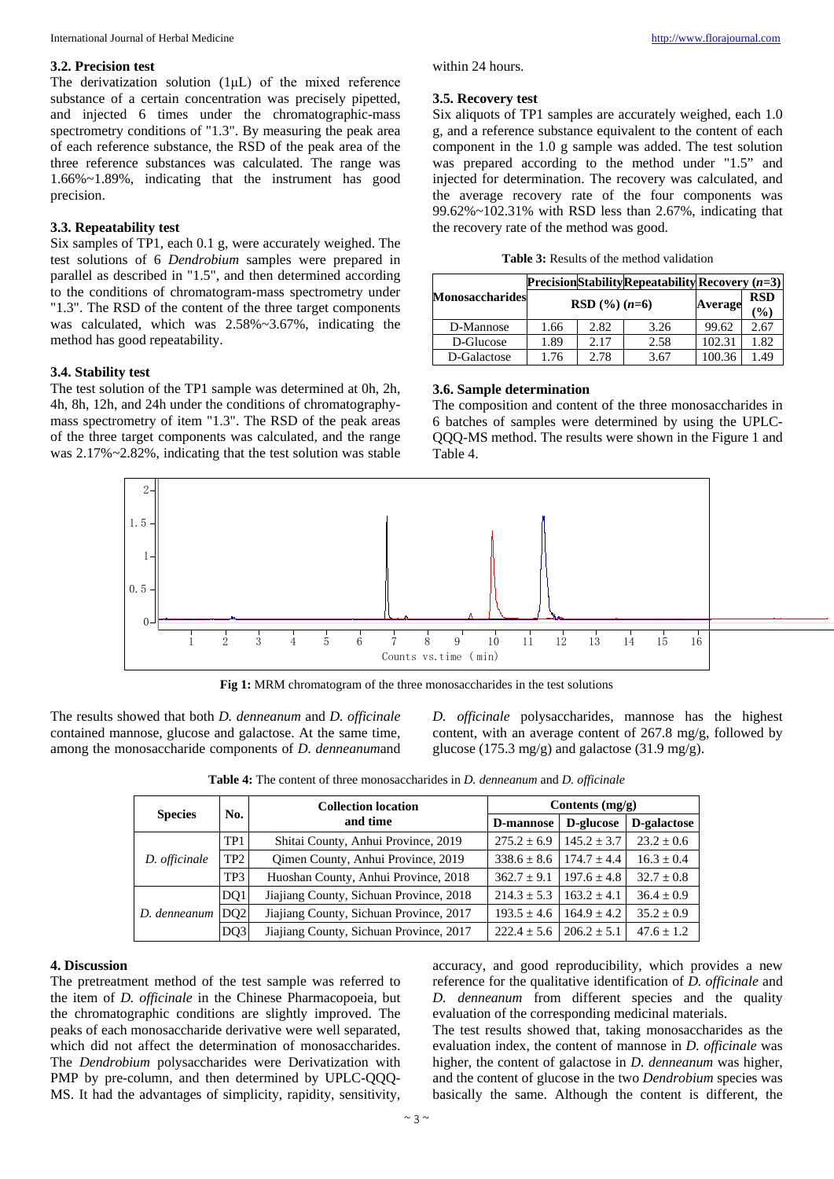### 3.2. Precision test

The derivatization solution (1μL) of the mixed reference substance of a certain concentration was precisely pipetted, and injected 6 times under the chromatographic-mass spectrometry conditions of "1.3". By measuring the peak area of each reference substance, the RSD of the peak area of the three reference substances was calculated. The range was 1.66%~1.89%, indicating that the instrument has good precision.

### 3.3. Repeatability test

Six samples of TP1, each 0.1 g, were accurately weighed. The test solutions of 6 *Dendrobium* samples were prepared in parallel as described in "1.5", and then determined according to the conditions of chromatogram-mass spectrometry under "1.3". The RSD of the content of the three target components was calculated, which was 2.58%~3.67%, indicating the method has good repeatability.

### 3.4. Stability test

The test solution of the TP1 sample was determined at 0h, 2h, 4h, 8h, 12h, and 24h under the conditions of chromatography-mass spectrometry of item "1.3". The RSD of the peak areas of the three target components was calculated, and the range was 2.17%~2.82%, indicating that the test solution was stable within 24 hours.

### 3.5. Recovery test

Six aliquots of TP1 samples are accurately weighed, each 1.0 g, and a reference substance equivalent to the content of each component in the 1.0 g sample was added. The test solution was prepared according to the method under "1.5" and injected for determination. The recovery was calculated, and the average recovery rate of the four components was 99.62%~102.31% with RSD less than 2.67%, indicating that the recovery rate of the method was good.

**Table 3:** Results of the method validation

| Monosaccharides | Precision | Stability | Repeatability | Recovery ($n$=3) | |
|---|---|---|---|---|---|
| | RSD (%) ($n$=6) | | | Average | RSD (%) |
| D-Mannose | 1.66 | 2.82 | 3.26 | 99.62 | 2.67 |
| D-Glucose | 1.89 | 2.17 | 2.58 | 102.31 | 1.82 |
| D-Galactose | 1.76 | 2.78 | 3.67 | 100.36 | 1.49 |

### 3.6. Sample determination

The composition and content of the three monosaccharides in 6 batches of samples were determined by using the UPLC-QQQ-MS method. The results were shown in the Figure 1 and Table 4.

**Fig 1:** MRM chromatogram of the three monosaccharides in the test solutions

The results showed that both *D. denneanum* and *D. officinale* contained mannose, glucose and galactose. At the same time, among the monosaccharide components of *D. denneanum*and *D. officinale* polysaccharides, mannose has the highest content, with an average content of 267.8 mg/g, followed by glucose (175.3 mg/g) and galactose (31.9 mg/g).

**Table 4:** The content of three monosaccharides in *D. denneanum* and *D. officinale*

| Species | No. | Collection location and time | Contents (mg/g) | | |
|---|---|---|---|---|---|
| | | | D-mannose | D-glucose | D-galactose |
| *D. officinale* | TP1 | Shitai County, Anhui Province, 2019 | 275.2 ± 6.9 | 145.2 ± 3.7 | 23.2 ± 0.6 |
| | TP2 | Qimen County, Anhui Province, 2019 | 338.6 ± 8.6 | 174.7 ± 4.4 | 16.3 ± 0.4 |
| | TP3 | Huoshan County, Anhui Province, 2018 | 362.7 ± 9.1 | 197.6 ± 4.8 | 32.7 ± 0.8 |
| *D. denneanum* | DQ1 | Jiajiang County, Sichuan Province, 2018 | 214.3 ± 5.3 | 163.2 ± 4.1 | 36.4 ± 0.9 |
| | DQ2 | Jiajiang County, Sichuan Province, 2017 | 193.5 ± 4.6 | 164.9 ± 4.2 | 35.2 ± 0.9 |
| | DQ3 | Jiajiang County, Sichuan Province, 2017 | 222.4 ± 5.6 | 206.2 ± 5.1 | 47.6 ± 1.2 |

## 4. Discussion

The pretreatment method of the test sample was referred to the item of *D. officinale* in the Chinese Pharmacopoeia, but the chromatographic conditions are slightly improved. The peaks of each monosaccharide derivative were well separated, which did not affect the determination of monosaccharides. The *Dendrobium* polysaccharides were Derivatization with PMP by pre-column, and then determined by UPLC-QQQ-MS. It had the advantages of simplicity, rapidity, sensitivity, accuracy, and good reproducibility, which provides a new reference for the qualitative identification of *D. officinale* and *D. denneanum* from different species and the quality evaluation of the corresponding medicinal materials.

The test results showed that, taking monosaccharides as the evaluation index, the content of mannose in *D. officinale* was higher, the content of galactose in *D. denneanum* was higher, and the content of glucose in the two *Dendrobium* species was basically the same. Although the content is different, the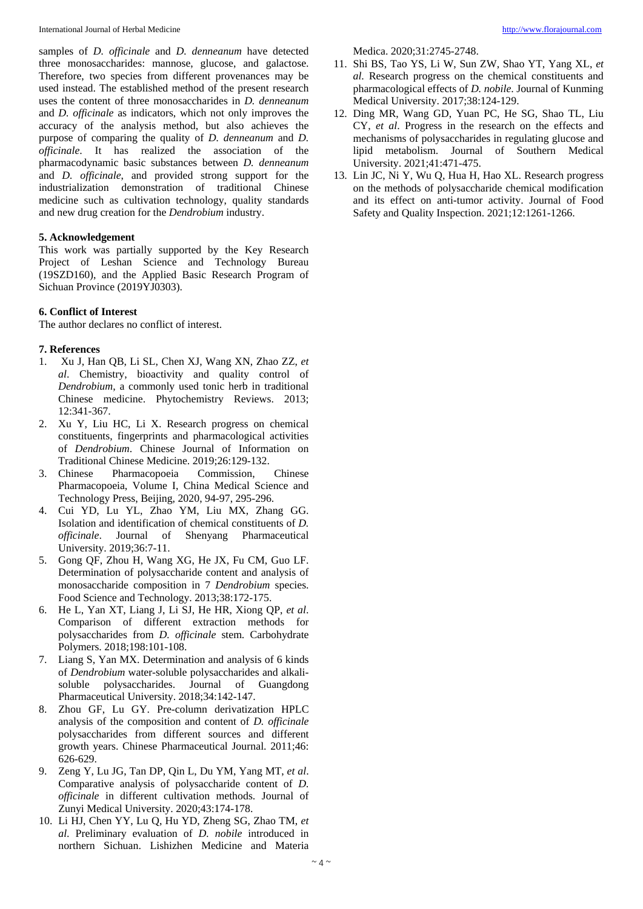samples of *D. officinale* and *D. denneanum* have detected three monosaccharides: mannose, glucose, and galactose. Therefore, two species from different provenances may be used instead. The established method of the present research uses the content of three monosaccharides in *D. denneanum* and *D. officinale* as indicators, which not only improves the accuracy of the analysis method, but also achieves the purpose of comparing the quality of *D. denneanum* and *D. officinale*. It has realized the association of the pharmacodynamic basic substances between *D. denneanum* and *D. officinale*, and provided strong support for the industrialization demonstration of traditional Chinese medicine such as cultivation technology, quality standards and new drug creation for the *Dendrobium* industry.

## 5. Acknowledgement

This work was partially supported by the Key Research Project of Leshan Science and Technology Bureau (19SZD160), and the Applied Basic Research Program of Sichuan Province (2019YJ0303).

## 6. Conflict of Interest

The author declares no conflict of interest.

## 7. References

1. Xu J, Han QB, Li SL, Chen XJ, Wang XN, Zhao ZZ, *et al*. Chemistry, bioactivity and quality control of *Dendrobium*, a commonly used tonic herb in traditional Chinese medicine. Phytochemistry Reviews. 2013; 12:341-367.
2. Xu Y, Liu HC, Li X. Research progress on chemical constituents, fingerprints and pharmacological activities of *Dendrobium*. Chinese Journal of Information on Traditional Chinese Medicine. 2019;26:129-132.
3. Chinese Pharmacopoeia Commission, Chinese Pharmacopoeia, Volume I, China Medical Science and Technology Press, Beijing, 2020, 94-97, 295-296.
4. Cui YD, Lu YL, Zhao YM, Liu MX, Zhang GG. Isolation and identification of chemical constituents of *D. officinale*. Journal of Shenyang Pharmaceutical University. 2019;36:7-11.
5. Gong QF, Zhou H, Wang XG, He JX, Fu CM, Guo LF. Determination of polysaccharide content and analysis of monosaccharide composition in 7 *Dendrobium* species. Food Science and Technology. 2013;38:172-175.
6. He L, Yan XT, Liang J, Li SJ, He HR, Xiong QP, *et al*. Comparison of different extraction methods for polysaccharides from *D. officinale* stem. Carbohydrate Polymers. 2018;198:101-108.
7. Liang S, Yan MX. Determination and analysis of 6 kinds of *Dendrobium* water-soluble polysaccharides and alkali-soluble polysaccharides. Journal of Guangdong Pharmaceutical University. 2018;34:142-147.
8. Zhou GF, Lu GY. Pre-column derivatization HPLC analysis of the composition and content of *D. officinale* polysaccharides from different sources and different growth years. Chinese Pharmaceutical Journal. 2011;46: 626-629.
9. Zeng Y, Lu JG, Tan DP, Qin L, Du YM, Yang MT, *et al*. Comparative analysis of polysaccharide content of *D. officinale* in different cultivation methods. Journal of Zunyi Medical University. 2020;43:174-178.
10. Li HJ, Chen YY, Lu Q, Hu YD, Zheng SG, Zhao TM, *et al*. Preliminary evaluation of *D. nobile* introduced in northern Sichuan. Lishizhen Medicine and Materia Medica. 2020;31:2745-2748.
11. Shi BS, Tao YS, Li W, Sun ZW, Shao YT, Yang XL, *et al*. Research progress on the chemical constituents and pharmacological effects of *D. nobile*. Journal of Kunming Medical University. 2017;38:124-129.
12. Ding MR, Wang GD, Yuan PC, He SG, Shao TL, Liu CY, *et al*. Progress in the research on the effects and mechanisms of polysaccharides in regulating glucose and lipid metabolism. Journal of Southern Medical University. 2021;41:471-475.
13. Lin JC, Ni Y, Wu Q, Hua H, Hao XL. Research progress on the methods of polysaccharide chemical modification and its effect on anti-tumor activity. Journal of Food Safety and Quality Inspection. 2021;12:1261-1266.